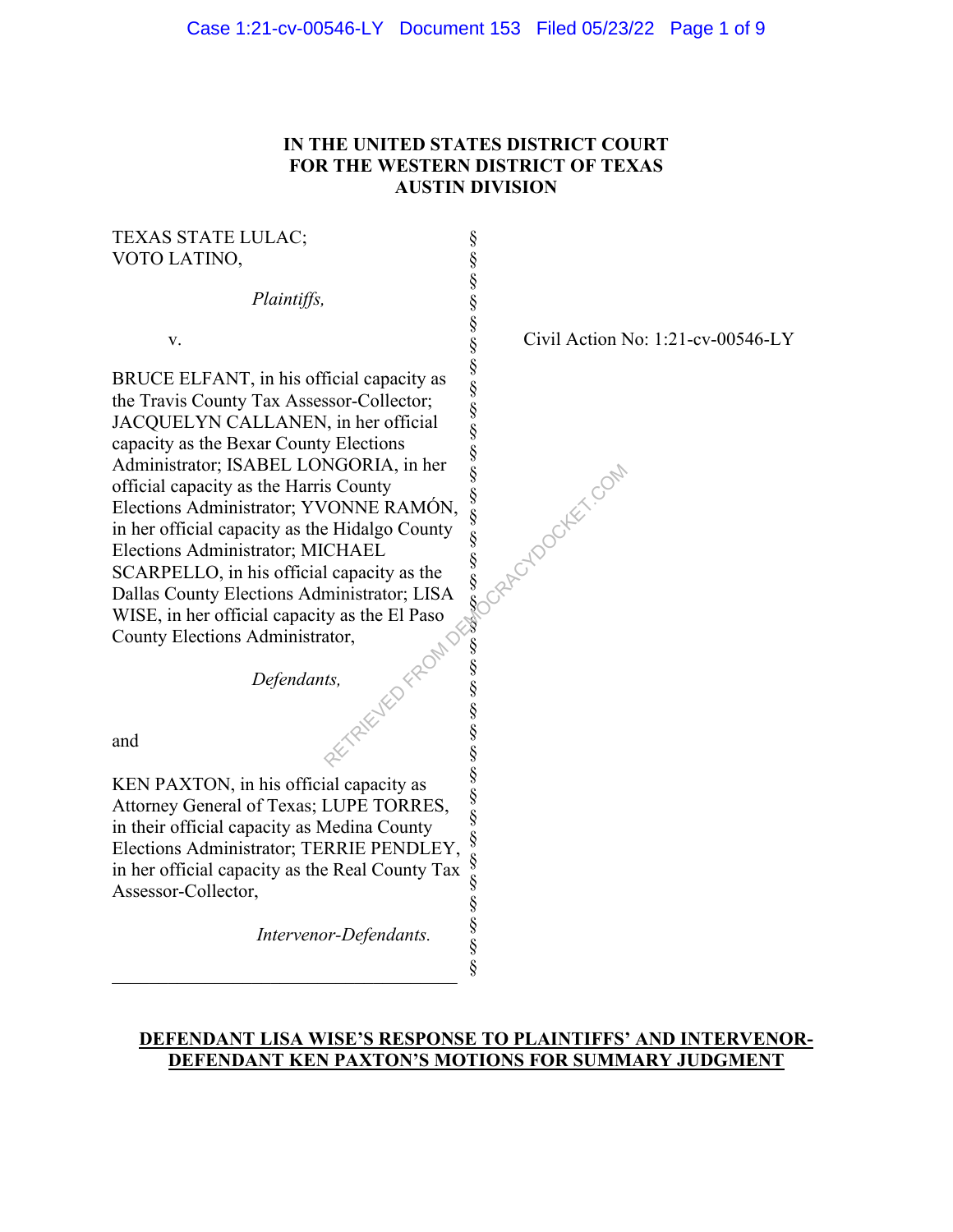**IN THE UNITED STATES DISTRICT COURT**
**FOR THE WESTERN DISTRICT OF TEXAS**
**AUSTIN DIVISION**

TEXAS STATE LULAC;
VOTO LATINO,

*Plaintiffs,*

v.

BRUCE ELFANT, in his official capacity as the Travis County Tax Assessor-Collector; JACQUELYN CALLANEN, in her official capacity as the Bexar County Elections Administrator; ISABEL LONGORIA, in her official capacity as the Harris County Elections Administrator; YVONNE RAMÓN, in her official capacity as the Hidalgo County Elections Administrator; MICHAEL SCARPELLO, in his official capacity as the Dallas County Elections Administrator; LISA WISE, in her official capacity as the El Paso County Elections Administrator,

*Defendants,*

and

KEN PAXTON, in his official capacity as Attorney General of Texas; LUPE TORRES, in their official capacity as Medina County Elections Administrator; TERRIE PENDLEY, in her official capacity as the Real County Tax Assessor-Collector,

*Intervenor-Defendants.*

Civil Action No: 1:21-cv-00546-LY

**DEFENDANT LISA WISE'S RESPONSE TO PLAINTIFFS' AND INTERVENOR-DEFENDANT KEN PAXTON'S MOTIONS FOR SUMMARY JUDGMENT**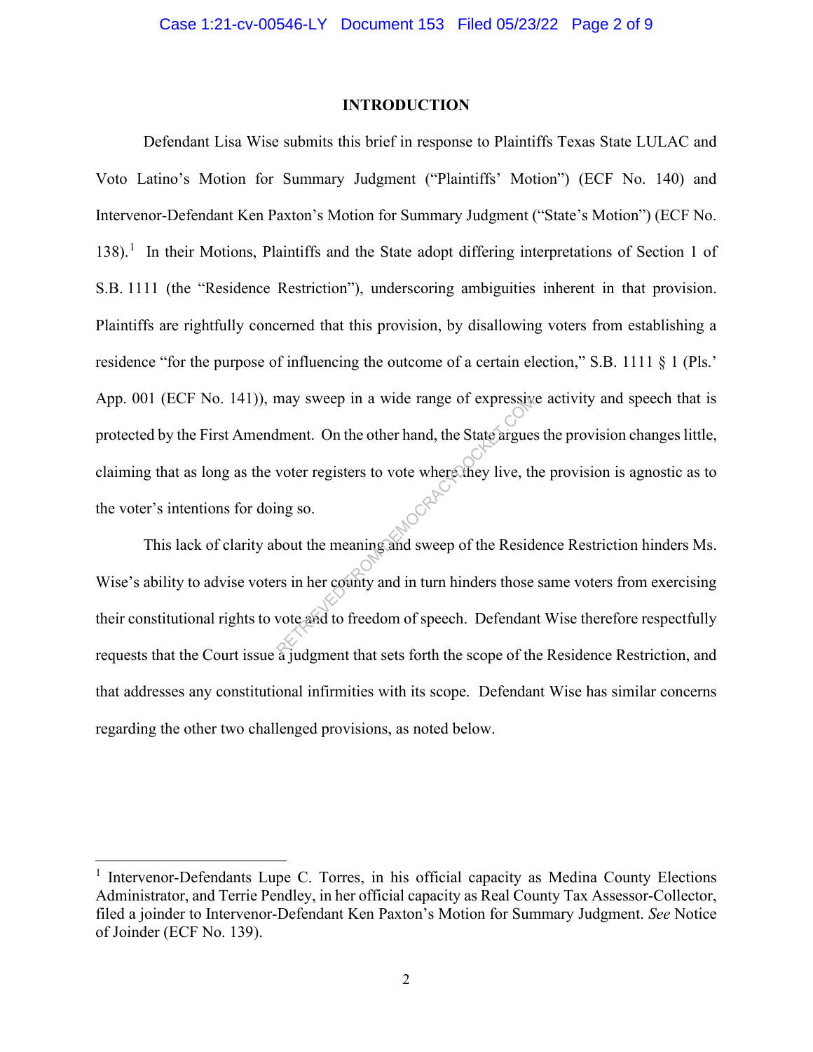## INTRODUCTION

Defendant Lisa Wise submits this brief in response to Plaintiffs Texas State LULAC and Voto Latino's Motion for Summary Judgment ("Plaintiffs' Motion") (ECF No. 140) and Intervenor-Defendant Ken Paxton's Motion for Summary Judgment ("State's Motion") (ECF No. 138).[1] In their Motions, Plaintiffs and the State adopt differing interpretations of Section 1 of S.B. 1111 (the "Residence Restriction"), underscoring ambiguities inherent in that provision. Plaintiffs are rightfully concerned that this provision, by disallowing voters from establishing a residence "for the purpose of influencing the outcome of a certain election," S.B. 1111 § 1 (Pls.' App. 001 (ECF No. 141)), may sweep in a wide range of expressive activity and speech that is protected by the First Amendment. On the other hand, the State argues the provision changes little, claiming that as long as the voter registers to vote where they live, the provision is agnostic as to the voter's intentions for doing so.

This lack of clarity about the meaning and sweep of the Residence Restriction hinders Ms. Wise's ability to advise voters in her county and in turn hinders those same voters from exercising their constitutional rights to vote and to freedom of speech. Defendant Wise therefore respectfully requests that the Court issue a judgment that sets forth the scope of the Residence Restriction, and that addresses any constitutional infirmities with its scope. Defendant Wise has similar concerns regarding the other two challenged provisions, as noted below.

---

[1] Intervenor-Defendants Lupe C. Torres, in his official capacity as Medina County Elections Administrator, and Terrie Pendley, in her official capacity as Real County Tax Assessor-Collector, filed a joinder to Intervenor-Defendant Ken Paxton's Motion for Summary Judgment. *See* Notice of Joinder (ECF No. 139).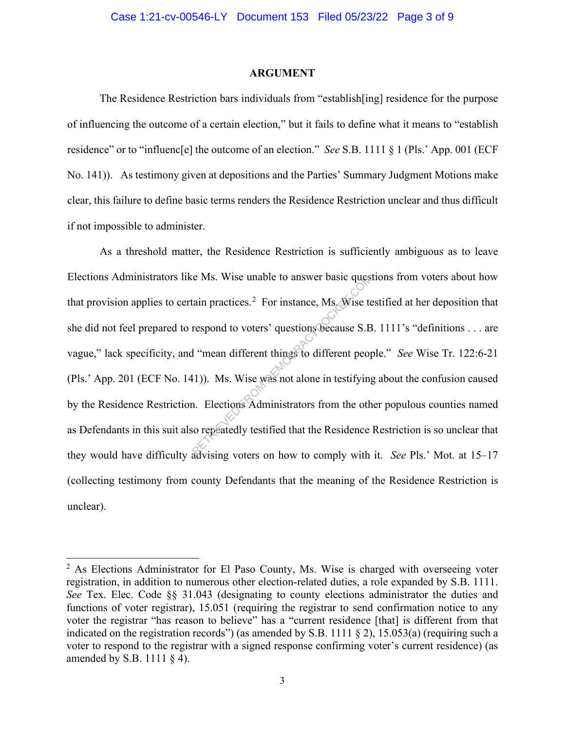## ARGUMENT

The Residence Restriction bars individuals from "establish[ing] residence for the purpose of influencing the outcome of a certain election," but it fails to define what it means to "establish residence" or to "influenc[e] the outcome of an election." *See* S.B. 1111 § 1 (Pls.' App. 001 (ECF No. 141)). As testimony given at depositions and the Parties' Summary Judgment Motions make clear, this failure to define basic terms renders the Residence Restriction unclear and thus difficult if not impossible to administer.

As a threshold matter, the Residence Restriction is sufficiently ambiguous as to leave Elections Administrators like Ms. Wise unable to answer basic questions from voters about how that provision applies to certain practices.[2] For instance, Ms. Wise testified at her deposition that she did not feel prepared to respond to voters' questions because S.B. 1111's "definitions . . . are vague," lack specificity, and "mean different things to different people." *See* Wise Tr. 122:6-21 (Pls.' App. 201 (ECF No. 141)). Ms. Wise was not alone in testifying about the confusion caused by the Residence Restriction. Elections Administrators from the other populous counties named as Defendants in this suit also repeatedly testified that the Residence Restriction is so unclear that they would have difficulty advising voters on how to comply with it. *See* Pls.' Mot. at 15–17 (collecting testimony from county Defendants that the meaning of the Residence Restriction is unclear).

---

[2] As Elections Administrator for El Paso County, Ms. Wise is charged with overseeing voter registration, in addition to numerous other election-related duties, a role expanded by S.B. 1111. *See* Tex. Elec. Code §§ 31.043 (designating to county elections administrator the duties and functions of voter registrar), 15.051 (requiring the registrar to send confirmation notice to any voter the registrar "has reason to believe" has a "current residence [that] is different from that indicated on the registration records") (as amended by S.B. 1111 § 2), 15.053(a) (requiring such a voter to respond to the registrar with a signed response confirming voter's current residence) (as amended by S.B. 1111 § 4).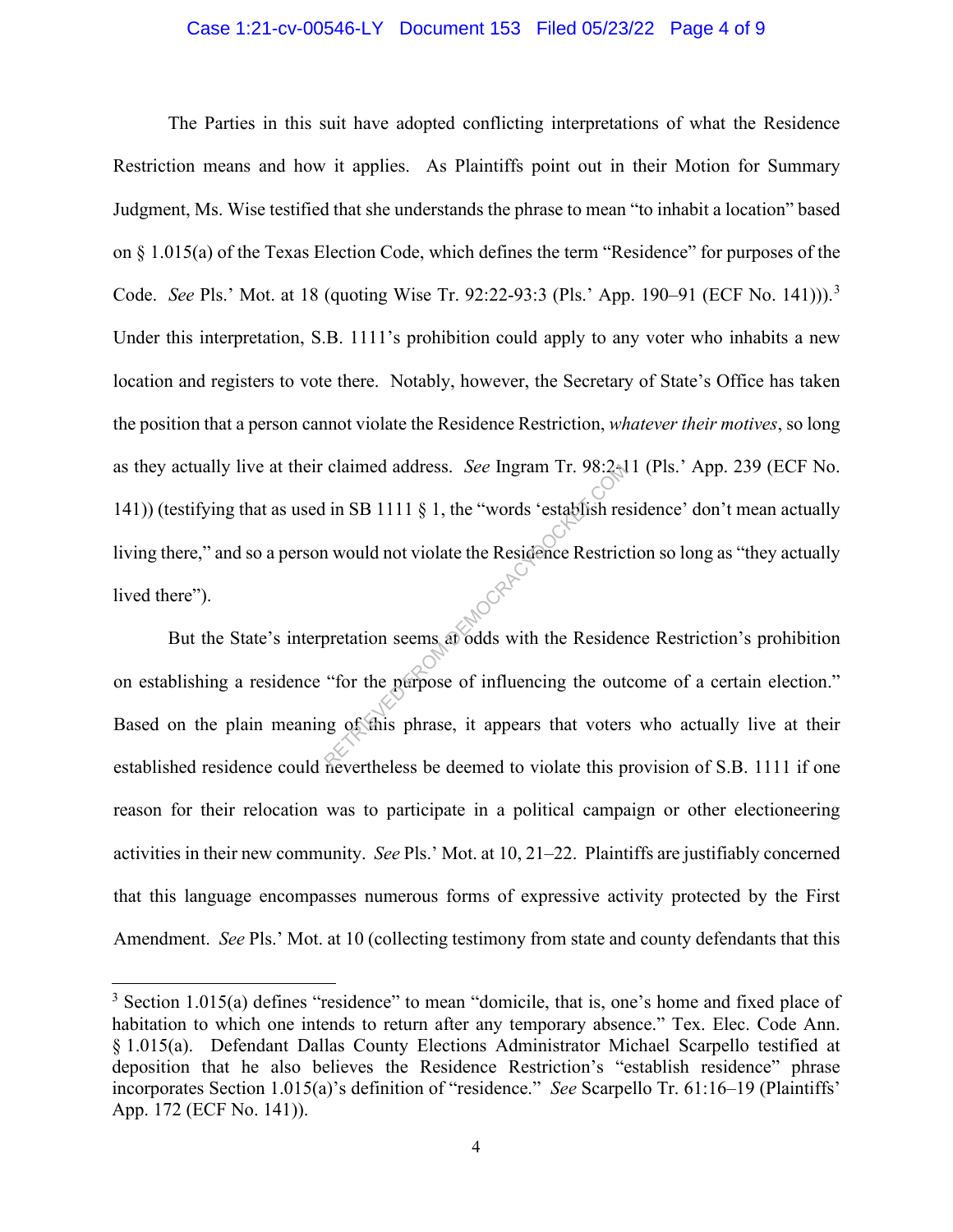The Parties in this suit have adopted conflicting interpretations of what the Residence Restriction means and how it applies. As Plaintiffs point out in their Motion for Summary Judgment, Ms. Wise testified that she understands the phrase to mean "to inhabit a location" based on § 1.015(a) of the Texas Election Code, which defines the term "Residence" for purposes of the Code. *See* Pls.' Mot. at 18 (quoting Wise Tr. 92:22-93:3 (Pls.' App. 190–91 (ECF No. 141))).[3] Under this interpretation, S.B. 1111's prohibition could apply to any voter who inhabits a new location and registers to vote there. Notably, however, the Secretary of State's Office has taken the position that a person cannot violate the Residence Restriction, *whatever their motives*, so long as they actually live at their claimed address. *See* Ingram Tr. 98:2-11 (Pls.' App. 239 (ECF No. 141)) (testifying that as used in SB 1111 § 1, the "words 'establish residence' don't mean actually living there," and so a person would not violate the Residence Restriction so long as "they actually lived there").

But the State's interpretation seems at odds with the Residence Restriction's prohibition on establishing a residence "for the purpose of influencing the outcome of a certain election." Based on the plain meaning of this phrase, it appears that voters who actually live at their established residence could nevertheless be deemed to violate this provision of S.B. 1111 if one reason for their relocation was to participate in a political campaign or other electioneering activities in their new community. *See* Pls.' Mot. at 10, 21–22. Plaintiffs are justifiably concerned that this language encompasses numerous forms of expressive activity protected by the First Amendment. *See* Pls.' Mot. at 10 (collecting testimony from state and county defendants that this

---

[3] Section 1.015(a) defines "residence" to mean "domicile, that is, one's home and fixed place of habitation to which one intends to return after any temporary absence." Tex. Elec. Code Ann. § 1.015(a). Defendant Dallas County Elections Administrator Michael Scarpello testified at deposition that he also believes the Residence Restriction's "establish residence" phrase incorporates Section 1.015(a)'s definition of "residence." *See* Scarpello Tr. 61:16–19 (Plaintiffs' App. 172 (ECF No. 141)).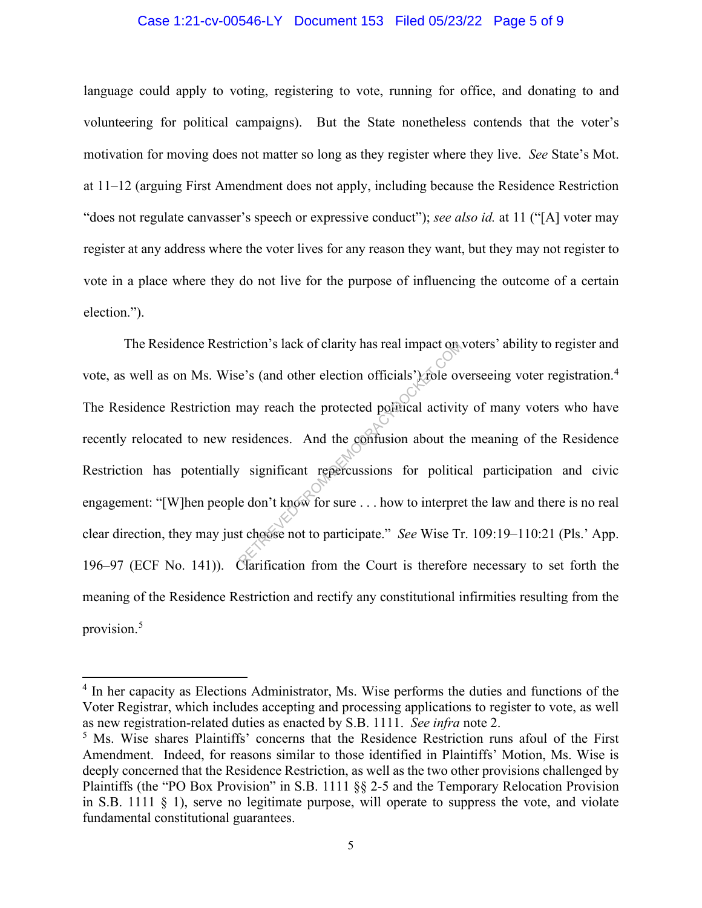language could apply to voting, registering to vote, running for office, and donating to and volunteering for political campaigns). But the State nonetheless contends that the voter's motivation for moving does not matter so long as they register where they live. *See* State's Mot. at 11–12 (arguing First Amendment does not apply, including because the Residence Restriction "does not regulate canvasser's speech or expressive conduct"); *see also id.* at 11 ("[A] voter may register at any address where the voter lives for any reason they want, but they may not register to vote in a place where they do not live for the purpose of influencing the outcome of a certain election.").

The Residence Restriction's lack of clarity has real impact on voters' ability to register and vote, as well as on Ms. Wise's (and other election officials') role overseeing voter registration.[4] The Residence Restriction may reach the protected political activity of many voters who have recently relocated to new residences. And the confusion about the meaning of the Residence Restriction has potentially significant repercussions for political participation and civic engagement: "[W]hen people don't know for sure . . . how to interpret the law and there is no real clear direction, they may just choose not to participate." *See* Wise Tr. 109:19–110:21 (Pls.' App. 196–97 (ECF No. 141)). Clarification from the Court is therefore necessary to set forth the meaning of the Residence Restriction and rectify any constitutional infirmities resulting from the provision.[5]

---

[4] In her capacity as Elections Administrator, Ms. Wise performs the duties and functions of the Voter Registrar, which includes accepting and processing applications to register to vote, as well as new registration-related duties as enacted by S.B. 1111. *See infra* note 2.

[5] Ms. Wise shares Plaintiffs' concerns that the Residence Restriction runs afoul of the First Amendment. Indeed, for reasons similar to those identified in Plaintiffs' Motion, Ms. Wise is deeply concerned that the Residence Restriction, as well as the two other provisions challenged by Plaintiffs (the "PO Box Provision" in S.B. 1111 §§ 2-5 and the Temporary Relocation Provision in S.B. 1111 § 1), serve no legitimate purpose, will operate to suppress the vote, and violate fundamental constitutional guarantees.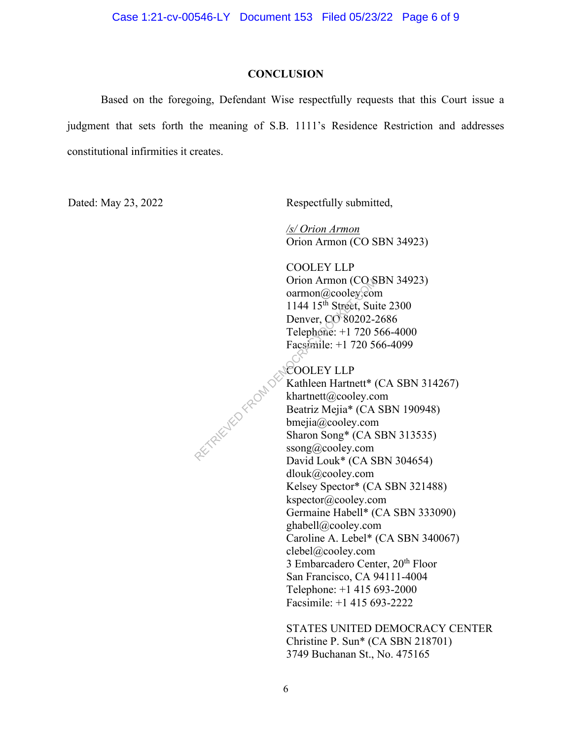## CONCLUSION

Based on the foregoing, Defendant Wise respectfully requests that this Court issue a judgment that sets forth the meaning of S.B. 1111's Residence Restriction and addresses constitutional infirmities it creates.

Dated: May 23, 2022

Respectfully submitted,

*/s/ Orion Armon*
Orion Armon (CO SBN 34923)

COOLEY LLP
Orion Armon (CO SBN 34923)
oarmon@cooley.com
1144 15th Street, Suite 2300
Denver, CO 80202-2686
Telephone: +1 720 566-4000
Facsimile: +1 720 566-4099

COOLEY LLP
Kathleen Hartnett* (CA SBN 314267)
khartnett@cooley.com
Beatriz Mejia* (CA SBN 190948)
bmejia@cooley.com
Sharon Song* (CA SBN 313535)
ssong@cooley.com
David Louk* (CA SBN 304654)
dlouk@cooley.com
Kelsey Spector* (CA SBN 321488)
kspector@cooley.com
Germaine Habell* (CA SBN 333090)
ghabell@cooley.com
Caroline A. Lebel* (CA SBN 340067)
clebel@cooley.com
3 Embarcadero Center, 20th Floor
San Francisco, CA 94111-4004
Telephone: +1 415 693-2000
Facsimile: +1 415 693-2222

STATES UNITED DEMOCRACY CENTER
Christine P. Sun* (CA SBN 218701)
3749 Buchanan St., No. 475165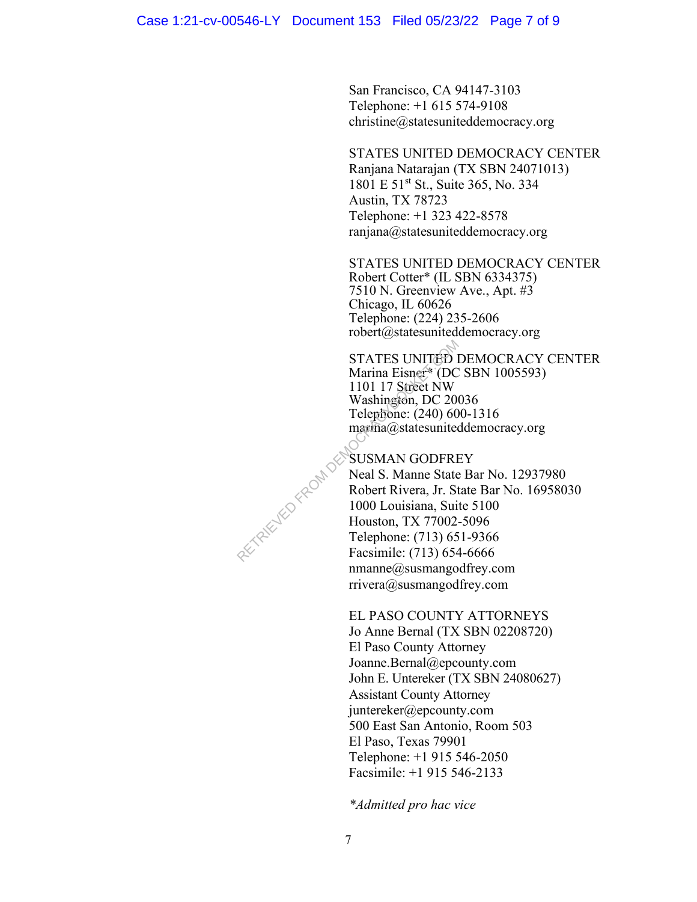San Francisco, CA 94147-3103
Telephone: +1 615 574-9108
christine@statesuniteddemocracy.org

STATES UNITED DEMOCRACY CENTER
Ranjana Natarajan (TX SBN 24071013)
1801 E 51st St., Suite 365, No. 334
Austin, TX 78723
Telephone: +1 323 422-8578
ranjana@statesuniteddemocracy.org

STATES UNITED DEMOCRACY CENTER
Robert Cotter* (IL SBN 6334375)
7510 N. Greenview Ave., Apt. #3
Chicago, IL 60626
Telephone: (224) 235-2606
robert@statesuniteddemocracy.org

STATES UNITED DEMOCRACY CENTER
Marina Eisner* (DC SBN 1005593)
1101 17 Street NW
Washington, DC 20036
Telephone: (240) 600-1316
marina@statesuniteddemocracy.org

SUSMAN GODFREY
Neal S. Manne State Bar No. 12937980
Robert Rivera, Jr. State Bar No. 16958030
1000 Louisiana, Suite 5100
Houston, TX 77002-5096
Telephone: (713) 651-9366
Facsimile: (713) 654-6666
nmanne@susmangodfrey.com
rrivera@susmangodfrey.com

EL PASO COUNTY ATTORNEYS
Jo Anne Bernal (TX SBN 02208720)
El Paso County Attorney
Joanne.Bernal@epcounty.com
John E. Untereker (TX SBN 24080627)
Assistant County Attorney
juntereker@epcounty.com
500 East San Antonio, Room 503
El Paso, Texas 79901
Telephone: +1 915 546-2050
Facsimile: +1 915 546-2133

*\*Admitted pro hac vice*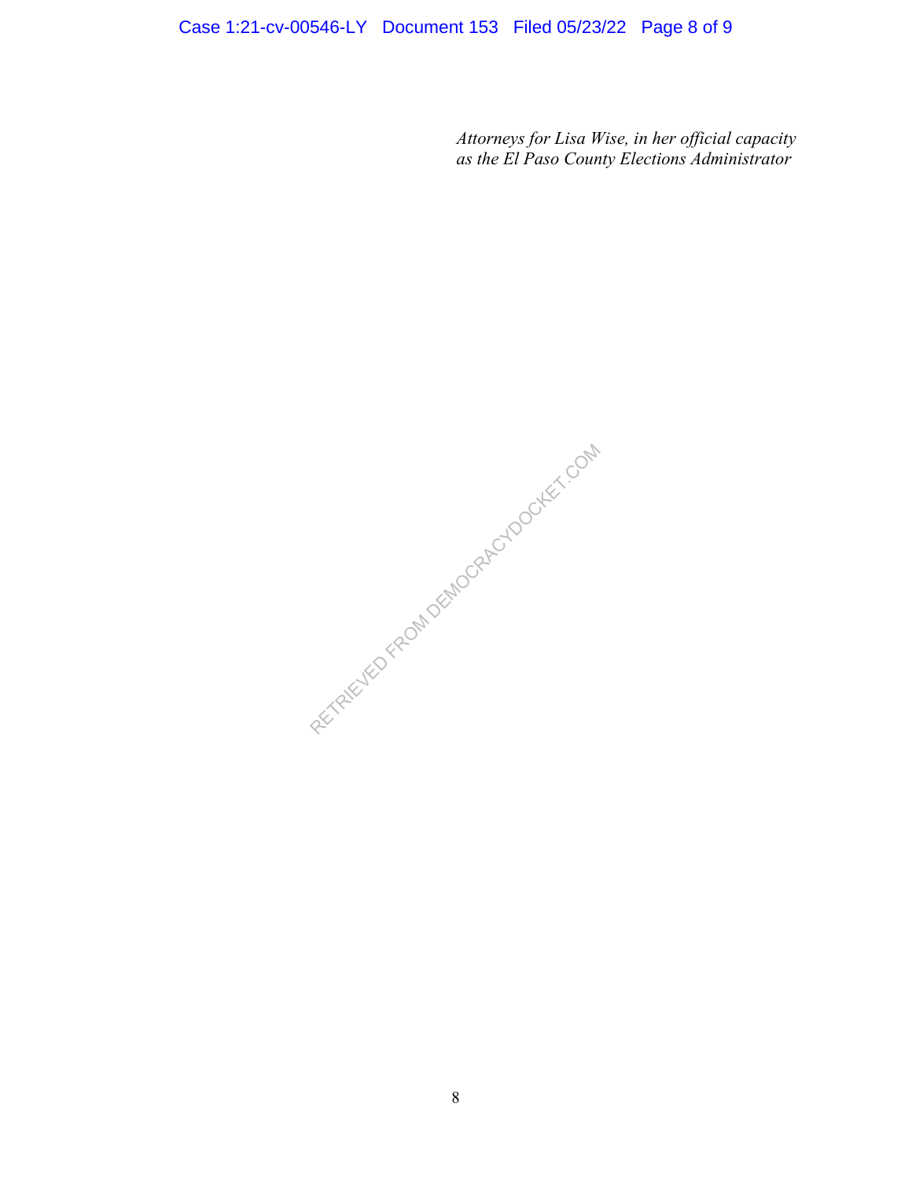*Attorneys for Lisa Wise, in her official capacity as the El Paso County Elections Administrator*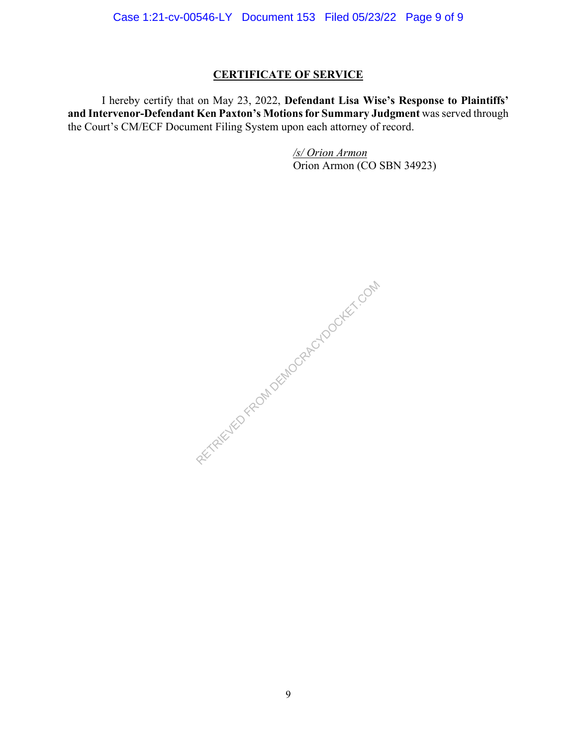## CERTIFICATE OF SERVICE

I hereby certify that on May 23, 2022, **Defendant Lisa Wise's Response to Plaintiffs' and Intervenor-Defendant Ken Paxton's Motions for Summary Judgment** was served through the Court's CM/ECF Document Filing System upon each attorney of record.

*/s/ Orion Armon*
Orion Armon (CO SBN 34923)